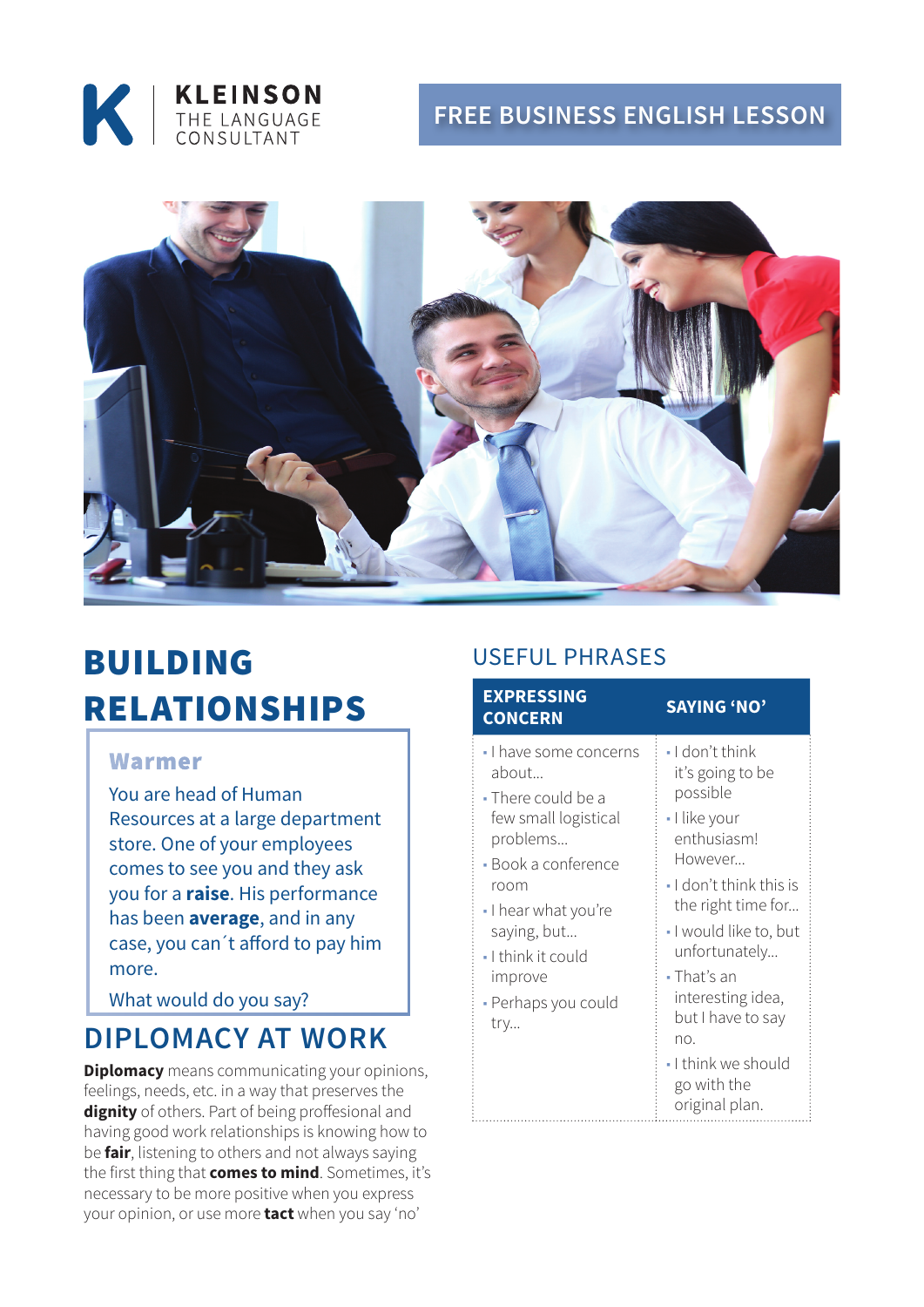KLEINSON
THE LANGUAGE CONSULTANT

FREE BUSINESS ENGLISH LESSON

# BUILDING RELATIONSHIPS

### Warmer

You are head of Human Resources at a large department store. One of your employees comes to see you and they ask you for a **raise**. His performance has been **average**, and in any case, you can´t afford to pay him more.

What would do you say?

## DIPLOMACY AT WORK

**Diplomacy** means communicating your opinions, feelings, needs, etc. in a way that preserves the **dignity** of others. Part of being proffesional and having good work relationships is knowing how to be **fair**, listening to others and not always saying the first thing that **comes to mind**. Sometimes, it's necessary to be more positive when you express your opinion, or use more **tact** when you say 'no'

## USEFUL PHRASES

| EXPRESSING CONCERN | SAYING 'NO' |
|---|---|
| • I have some concerns about... | • I don't think it's going to be possible |
| • There could be a few small logistical problems... | • I like your enthusiasm! However... |
| • Book a conference room | • I don't think this is the right time for... |
| • I hear what you're saying, but... | • I would like to, but unfortunately... |
| • I think it could improve | • That's an interesting idea, but I have to say no. |
| • Perhaps you could try... | • I think we should go with the original plan. |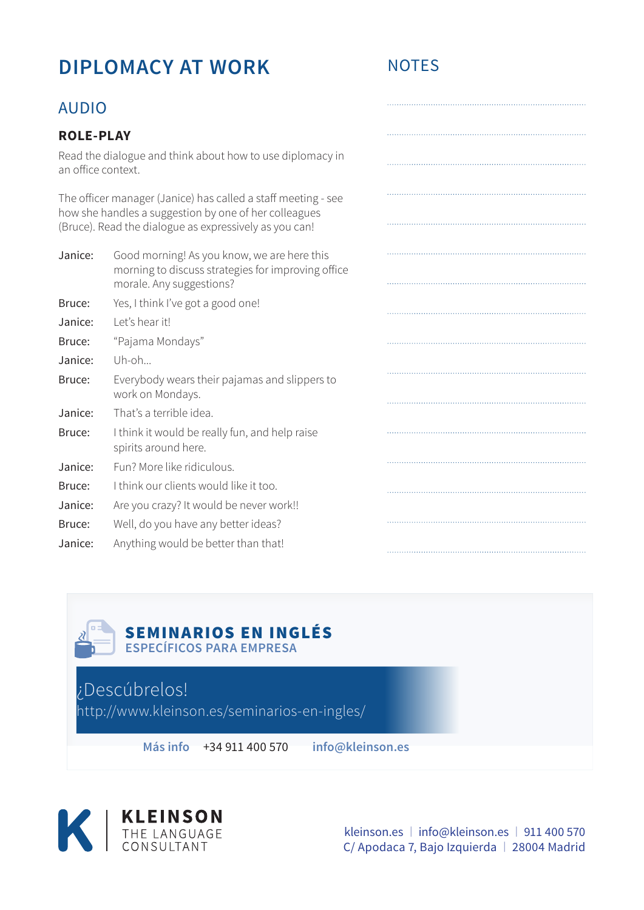# DIPLOMACY AT WORK

## AUDIO

### ROLE-PLAY

Read the dialogue and think about how to use diplomacy in an office context.

The officer manager (Janice) has called a staff meeting - see how she handles a suggestion by one of her colleagues (Bruce). Read the dialogue as expressively as you can!

| | |
|---|---|
| Janice: | Good morning! As you know, we are here this morning to discuss strategies for improving office morale. Any suggestions? |
| Bruce: | Yes, I think I've got a good one! |
| Janice: | Let's hear it! |
| Bruce: | "Pajama Mondays" |
| Janice: | Uh-oh... |
| Bruce: | Everybody wears their pajamas and slippers to work on Mondays. |
| Janice: | That's a terrible idea. |
| Bruce: | I think it would be really fun, and help raise spirits around here. |
| Janice: | Fun? More like ridiculous. |
| Bruce: | I think our clients would like it too. |
| Janice: | Are you crazy? It would be never work!! |
| Bruce: | Well, do you have any better ideas? |
| Janice: | Anything would be better than that! |

## NOTES

**SEMINARIOS EN INGLÉS**
ESPECÍFICOS PARA EMPRESA

¡Descúbrelos!
http://www.kleinson.es/seminarios-en-ingles/

**Más info** +34 911 400 570 **info@kleinson.es**

**KLEINSON** THE LANGUAGE CONSULTANT

kleinson.es | info@kleinson.es | 911 400 570
C/ Apodaca 7, Bajo Izquierda | 28004 Madrid